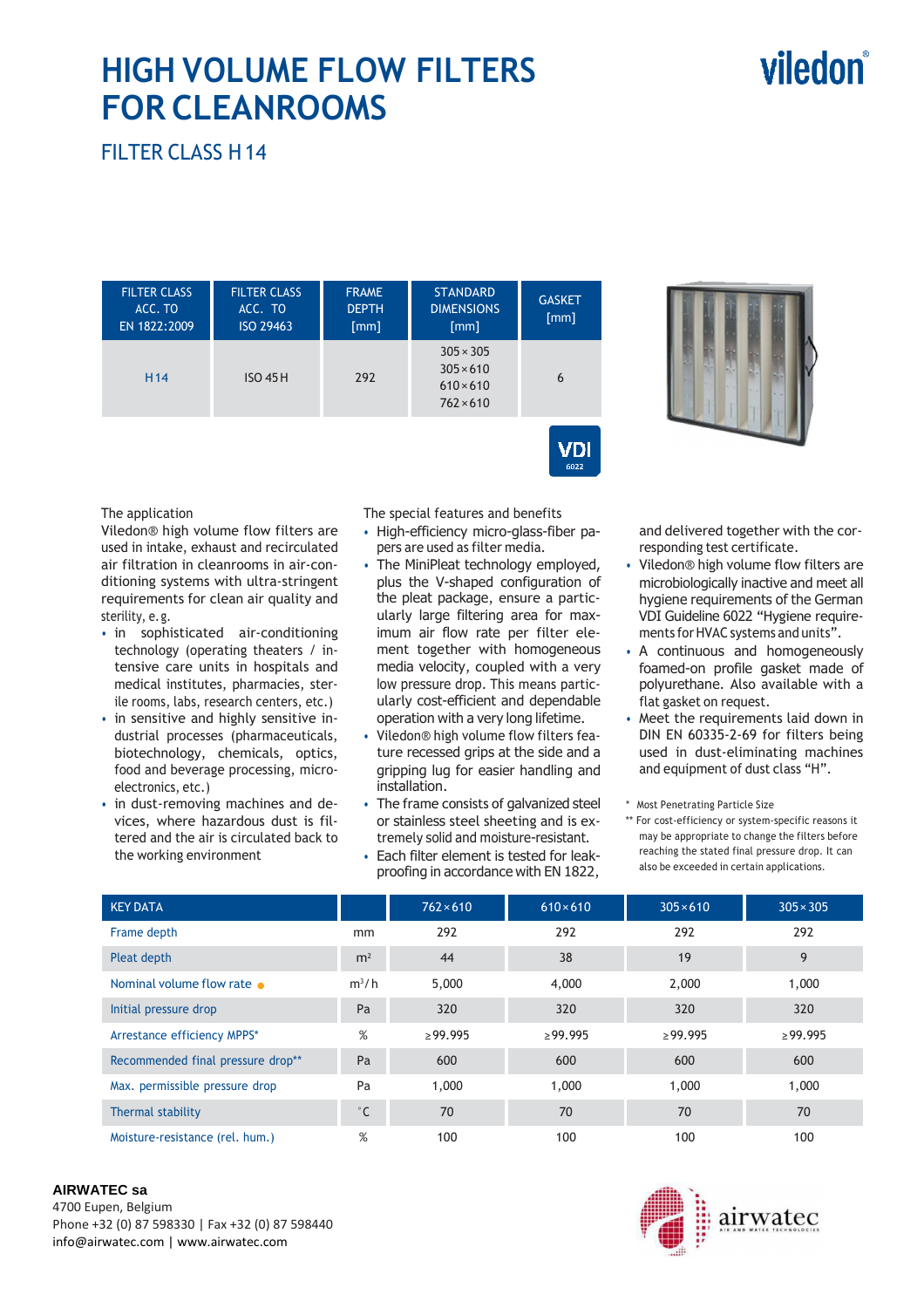# HIGH VOLUME FLOW FILTERS FOR CLEANROOMS

viledon®

## FILTER CLASS H 14

| FILTER CLASS ACC. TO EN 1822:2009 | FILTER CLASS ACC. TO ISO 29463 | FRAME DEPTH [mm] | STANDARD DIMENSIONS [mm] | GASKET [mm] |
|---|---|---|---|---|
| H14 | ISO 45 H | 292 | 305 × 305<br>305 × 610<br>610 × 610<br>762 × 610 | 6 |

VDI 6022

The application

Viledon® high volume flow filters are used in intake, exhaust and recirculated air filtration in cleanrooms in air-conditioning systems with ultra-stringent requirements for clean air quality and sterility, e.g.

- in sophisticated air-conditioning technology (operating theaters / intensive care units in hospitals and medical institutes, pharmacies, sterile rooms, labs, research centers, etc.)
- in sensitive and highly sensitive industrial processes (pharmaceuticals, biotechnology, chemicals, optics, food and beverage processing, microelectronics, etc.)
- in dust-removing machines and devices, where hazardous dust is filtered and the air is circulated back to the working environment

The special features and benefits

- High-efficiency micro-glass-fiber papers are used as filter media.
- The MiniPleat technology employed, plus the V-shaped configuration of the pleat package, ensure a particularly large filtering area for maximum air flow rate per filter element together with homogeneous media velocity, coupled with a very low pressure drop. This means particularly cost-efficient and dependable operation with a very long lifetime.
- Viledon® high volume flow filters feature recessed grips at the side and a gripping lug for easier handling and installation.
- The frame consists of galvanized steel or stainless steel sheeting and is extremely solid and moisture-resistant.
- Each filter element is tested for leakproofing in accordance with EN 1822, and delivered together with the corresponding test certificate.
- Viledon® high volume flow filters are microbiologically inactive and meet all hygiene requirements of the German VDI Guideline 6022 "Hygiene requirements for HVAC systems and units".
- A continuous and homogeneously foamed-on profile gasket made of polyurethane. Also available with a flat gasket on request.
- Meet the requirements laid down in DIN EN 60335-2-69 for filters being used in dust-eliminating machines and equipment of dust class "H".

\* Most Penetrating Particle Size

\*\* For cost-efficiency or system-specific reasons it may be appropriate to change the filters before reaching the stated final pressure drop. It can also be exceeded in certain applications.

| KEY DATA | | 762 × 610 | 610 × 610 | 305 × 610 | 305 × 305 |
|---|---|---|---|---|---|
| Frame depth | mm | 292 | 292 | 292 | 292 |
| Pleat depth | m² | 44 | 38 | 19 | 9 |
| Nominal volume flow rate ● | m³/h | 5,000 | 4,000 | 2,000 | 1,000 |
| Initial pressure drop | Pa | 320 | 320 | 320 | 320 |
| Arrestance efficiency MPPS* | % | ≥ 99.995 | ≥ 99.995 | ≥ 99.995 | ≥ 99.995 |
| Recommended final pressure drop** | Pa | 600 | 600 | 600 | 600 |
| Max. permissible pressure drop | Pa | 1,000 | 1,000 | 1,000 | 1,000 |
| Thermal stability | °C | 70 | 70 | 70 | 70 |
| Moisture-resistance (rel. hum.) | % | 100 | 100 | 100 | 100 |

**AIRWATEC sa**
4700 Eupen, Belgium
Phone +32 (0) 87 598330 | Fax +32 (0) 87 598440
info@airwatec.com | www.airwatec.com

airwatec
AIR AND WATER TECHNOLOGIES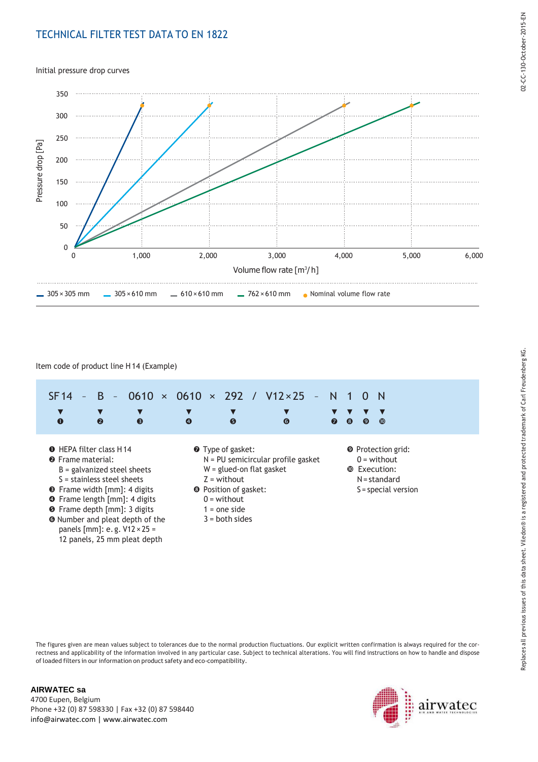## TECHNICAL FILTER TEST DATA TO EN 1822

Initial pressure drop curves

Pressure drop [Pa]

350
300
250
200
150
100
50
0

0
1,000
2,000
3,000
4,000
5,000
6,000

Volume flow rate [m³/h]

305 × 305 mm
305 × 610 mm
610 × 610 mm
762 × 610 mm
Nominal volume flow rate

Item code of product line H 14 (Example)

SF 14 – B – 0610 × 0610 × 292 / V12 × 25 – N 1 0 N

❶ ❷ ❸ ❹ ❺ ❻ ❼ ❽ ❾ ❿

❶ HEPA filter class H 14
❷ Frame material:
B = galvanized steel sheets
S = stainless steel sheets
❸ Frame width [mm]: 4 digits
❹ Frame length [mm]: 4 digits
❺ Frame depth [mm]: 3 digits
❻ Number and pleat depth of the panels [mm]: e. g. V12 × 25 = 12 panels, 25 mm pleat depth

❼ Type of gasket:
N = PU semicircular profile gasket
W = glued-on flat gasket
Z = without
❽ Position of gasket:
0 = without
1 = one side
3 = both sides

❾ Protection grid:
0 = without
❿ Execution:
N = standard
S = special version

The figures given are mean values subject to tolerances due to the normal production fluctuations. Our explicit written confirmation is always required for the correctness and applicability of the information involved in any particular case. Subject to technical alterations. You will find instructions on how to handle and dispose of loaded filters in our information on product safety and eco-compatibility.

**AIRWATEC sa**
4700 Eupen, Belgium
Phone +32 (0) 87 598330 | Fax +32 (0) 87 598440
info@airwatec.com | www.airwatec.com

airwatec
AIR AND WATER TECHNOLOGIES

02-CC-130-October-2015-EN

Replaces all previous issues of this data sheet. Viledon® is a registered and protected trademark of Carl Freudenberg KG.